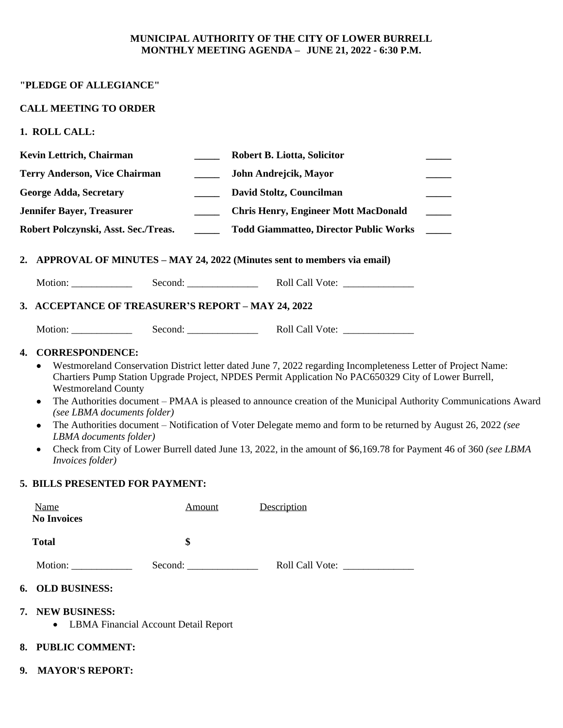**MUNICIPAL AUTHORITY OF THE CITY OF LOWER BURRELL**
**MONTHLY MEETING AGENDA – JUNE 21, 2022 - 6:30 P.M.**

**"PLEDGE OF ALLEGIANCE"**

**CALL MEETING TO ORDER**

**1. ROLL CALL:**

| | | | |
|---|---|---|---|
| **Kevin Lettrich, Chairman** | _____ | **Robert B. Liotta, Solicitor** | _____ |
| **Terry Anderson, Vice Chairman** | _____ | **John Andrejcik, Mayor** | _____ |
| **George Adda, Secretary** | _____ | **David Stoltz, Councilman** | _____ |
| **Jennifer Bayer, Treasurer** | _____ | **Chris Henry, Engineer Mott MacDonald** | _____ |
| **Robert Polczynski, Asst. Sec./Treas.** | _____ | **Todd Giammatteo, Director Public Works** | _____ |

**2. APPROVAL OF MINUTES – MAY 24, 2022 (Minutes sent to members via email)**

Motion: ____________ Second: ______________ Roll Call Vote: ______________

**3. ACCEPTANCE OF TREASURER'S REPORT – MAY 24, 2022**

Motion: ____________ Second: ______________ Roll Call Vote: ______________

**4. CORRESPONDENCE:**

- Westmoreland Conservation District letter dated June 7, 2022 regarding Incompleteness Letter of Project Name: Chartiers Pump Station Upgrade Project, NPDES Permit Application No PAC650329 City of Lower Burrell, Westmoreland County
- The Authorities document – PMAA is pleased to announce creation of the Municipal Authority Communications Award *(see LBMA documents folder)*
- The Authorities document – Notification of Voter Delegate memo and form to be returned by August 26, 2022 *(see LBMA documents folder)*
- Check from City of Lower Burrell dated June 13, 2022, in the amount of $6,169.78 for Payment 46 of 360 *(see LBMA Invoices folder)*

**5. BILLS PRESENTED FOR PAYMENT:**

| Name | Amount | Description |
|---|---|---|
| **No Invoices** | | |
| **Total** | **$** | |

Motion: ____________ Second: ______________ Roll Call Vote: ______________

**6. OLD BUSINESS:**

**7. NEW BUSINESS:**

- LBMA Financial Account Detail Report

**8. PUBLIC COMMENT:**

**9. MAYOR'S REPORT:**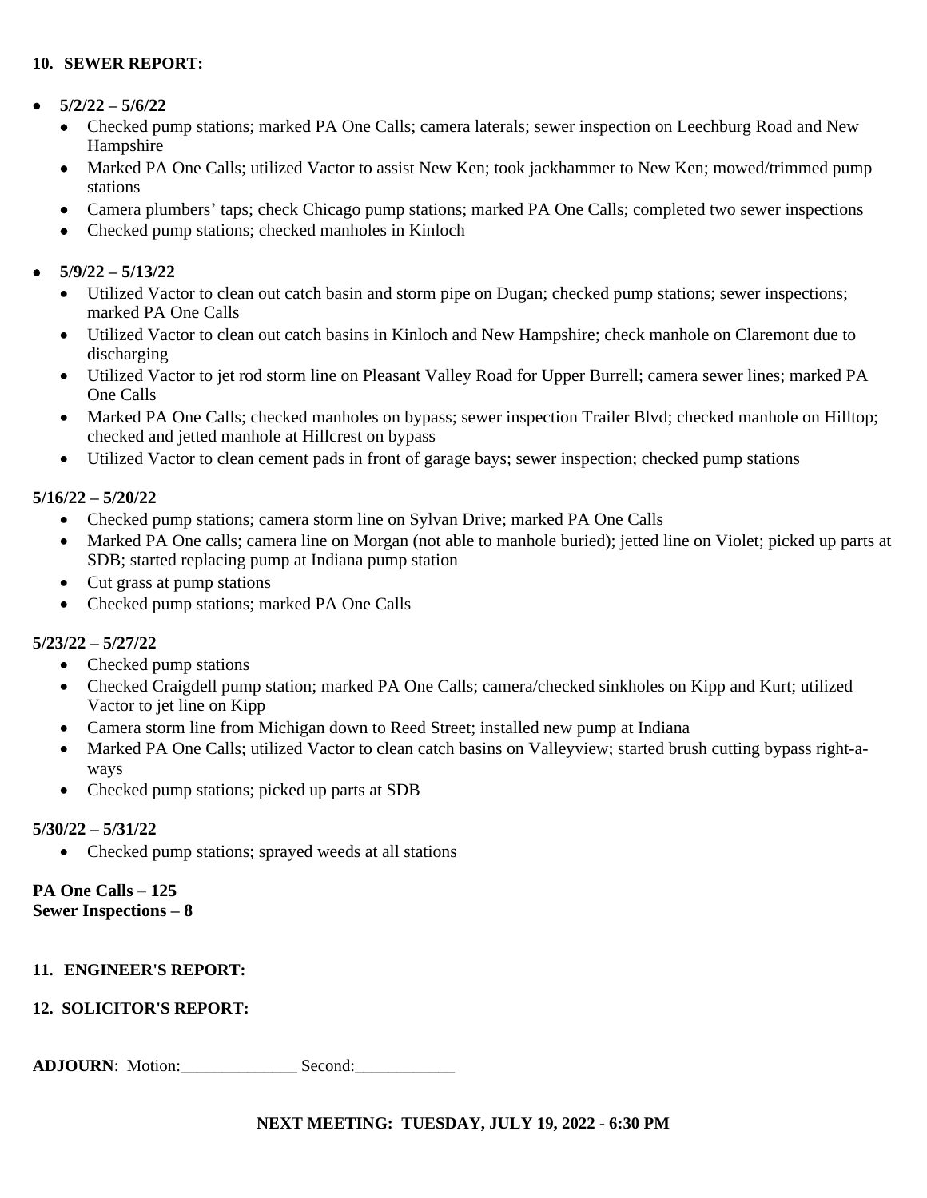**10. SEWER REPORT:**

- **5/2/22 – 5/6/22**
  - Checked pump stations; marked PA One Calls; camera laterals; sewer inspection on Leechburg Road and New Hampshire
  - Marked PA One Calls; utilized Vactor to assist New Ken; took jackhammer to New Ken; mowed/trimmed pump stations
  - Camera plumbers' taps; check Chicago pump stations; marked PA One Calls; completed two sewer inspections
  - Checked pump stations; checked manholes in Kinloch

- **5/9/22 – 5/13/22**
  - Utilized Vactor to clean out catch basin and storm pipe on Dugan; checked pump stations; sewer inspections; marked PA One Calls
  - Utilized Vactor to clean out catch basins in Kinloch and New Hampshire; check manhole on Claremont due to discharging
  - Utilized Vactor to jet rod storm line on Pleasant Valley Road for Upper Burrell; camera sewer lines; marked PA One Calls
  - Marked PA One Calls; checked manholes on bypass; sewer inspection Trailer Blvd; checked manhole on Hilltop; checked and jetted manhole at Hillcrest on bypass
  - Utilized Vactor to clean cement pads in front of garage bays; sewer inspection; checked pump stations

**5/16/22 – 5/20/22**

- Checked pump stations; camera storm line on Sylvan Drive; marked PA One Calls
- Marked PA One calls; camera line on Morgan (not able to manhole buried); jetted line on Violet; picked up parts at SDB; started replacing pump at Indiana pump station
- Cut grass at pump stations
- Checked pump stations; marked PA One Calls

**5/23/22 – 5/27/22**

- Checked pump stations
- Checked Craigdell pump station; marked PA One Calls; camera/checked sinkholes on Kipp and Kurt; utilized Vactor to jet line on Kipp
- Camera storm line from Michigan down to Reed Street; installed new pump at Indiana
- Marked PA One Calls; utilized Vactor to clean catch basins on Valleyview; started brush cutting bypass right-a-ways
- Checked pump stations; picked up parts at SDB

**5/30/22 – 5/31/22**

- Checked pump stations; sprayed weeds at all stations

**PA One Calls** – **125**
**Sewer Inspections – 8**

**11. ENGINEER'S REPORT:**

**12. SOLICITOR'S REPORT:**

**ADJOURN**: Motion:______________ Second:____________

**NEXT MEETING: TUESDAY, JULY 19, 2022 - 6:30 PM**